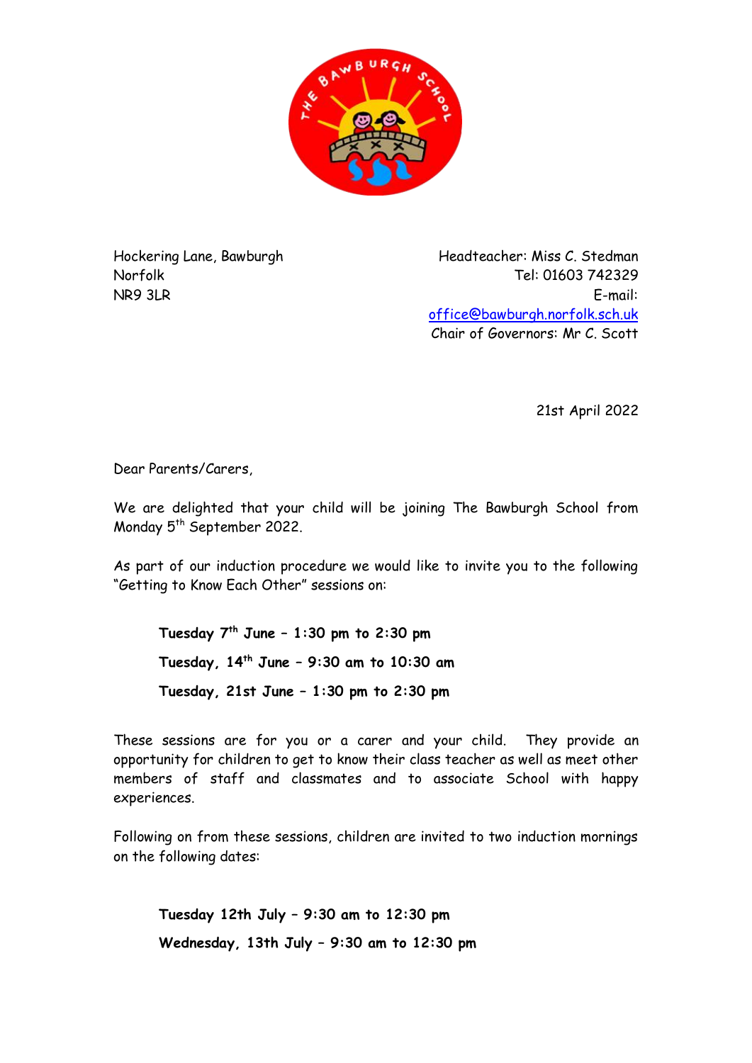Hockering Lane, Bawburgh
Norfolk
NR9 3LR

Headteacher: Miss C. Stedman
Tel: 01603 742329
E-mail:
office@bawburgh.norfolk.sch.uk
Chair of Governors: Mr C. Scott

21st April 2022

Dear Parents/Carers,

We are delighted that your child will be joining The Bawburgh School from Monday 5th September 2022.

As part of our induction procedure we would like to invite you to the following "Getting to Know Each Other" sessions on:

**Tuesday 7th June – 1:30 pm to 2:30 pm**

**Tuesday, 14th June – 9:30 am to 10:30 am**

**Tuesday, 21st June – 1:30 pm to 2:30 pm**

These sessions are for you or a carer and your child. They provide an opportunity for children to get to know their class teacher as well as meet other members of staff and classmates and to associate School with happy experiences.

Following on from these sessions, children are invited to two induction mornings on the following dates:

**Tuesday 12th July – 9:30 am to 12:30 pm**

**Wednesday, 13th July – 9:30 am to 12:30 pm**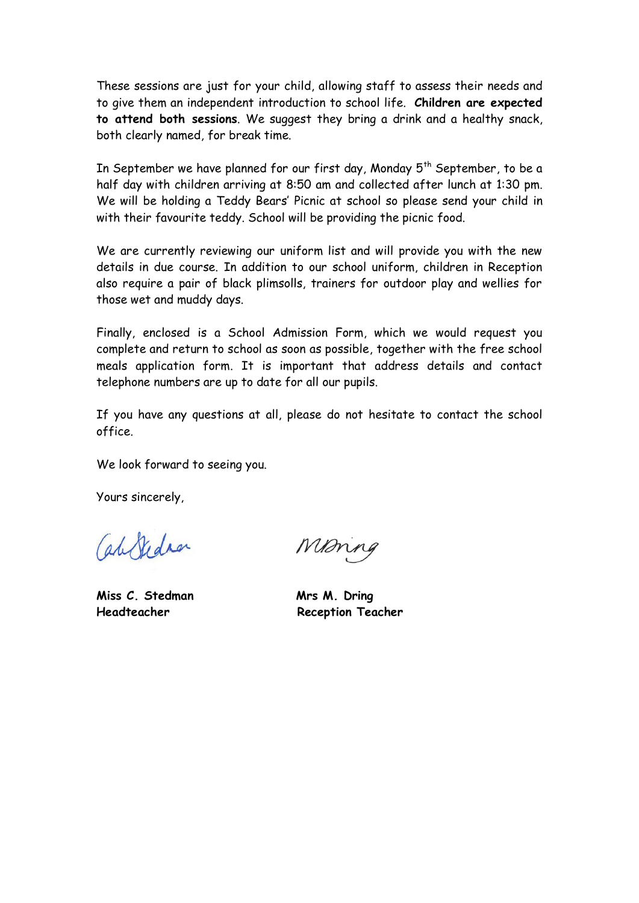These sessions are just for your child, allowing staff to assess their needs and to give them an independent introduction to school life. **Children are expected to attend both sessions**. We suggest they bring a drink and a healthy snack, both clearly named, for break time.

In September we have planned for our first day, Monday 5th September, to be a half day with children arriving at 8:50 am and collected after lunch at 1:30 pm. We will be holding a Teddy Bears' Picnic at school so please send your child in with their favourite teddy. School will be providing the picnic food.

We are currently reviewing our uniform list and will provide you with the new details in due course. In addition to our school uniform, children in Reception also require a pair of black plimsolls, trainers for outdoor play and wellies for those wet and muddy days.

Finally, enclosed is a School Admission Form, which we would request you complete and return to school as soon as possible, together with the free school meals application form. It is important that address details and contact telephone numbers are up to date for all our pupils.

If you have any questions at all, please do not hesitate to contact the school office.

We look forward to seeing you.

Yours sincerely,

**Miss C. Stedman**
**Headteacher**

**Mrs M. Dring**
**Reception Teacher**